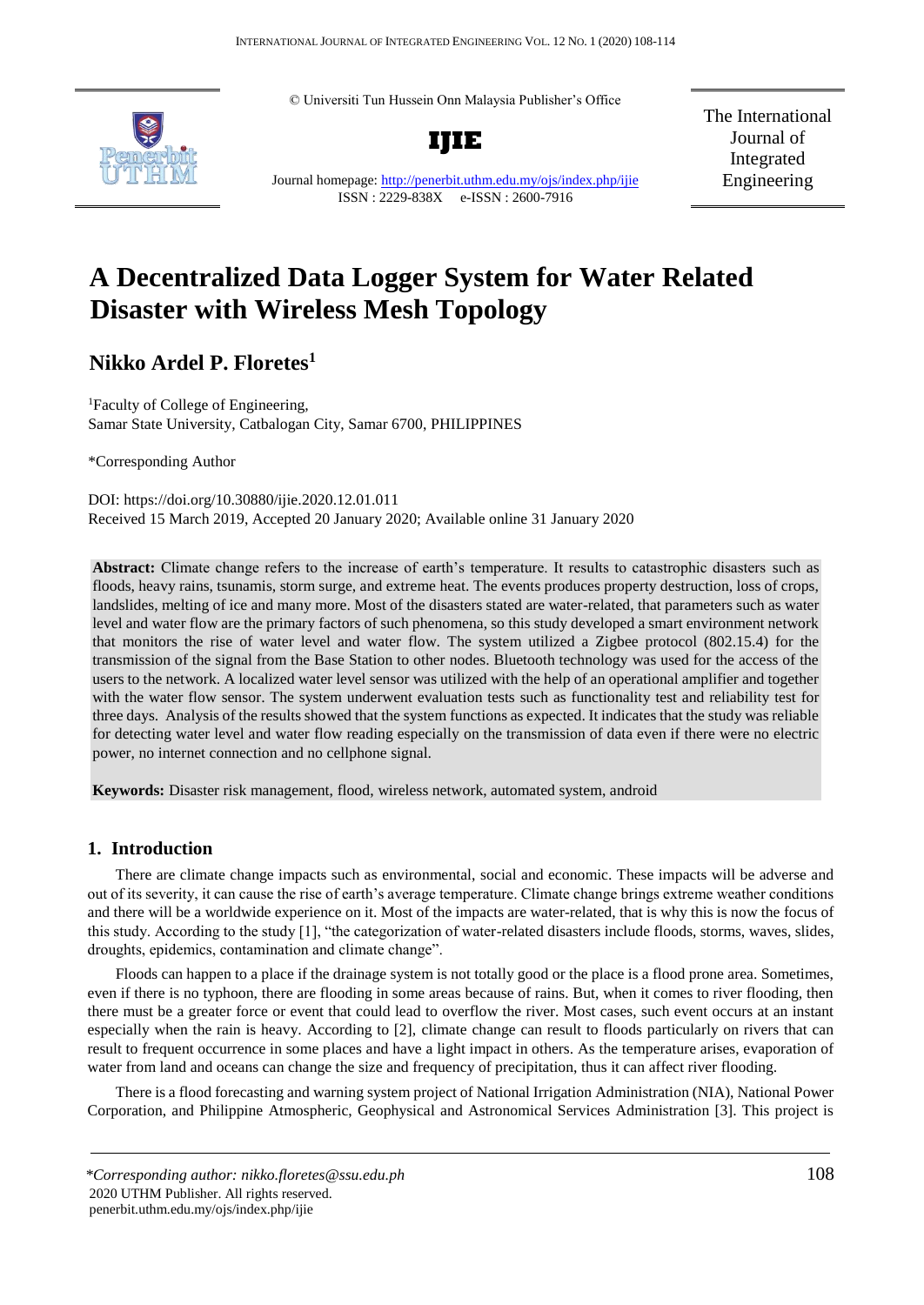© Universiti Tun Hussein Onn Malaysia Publisher's Office

**IJIE**

Journal homepage: http://penerbit.uthm.edu.my/ojs/index.php/ijie
ISSN : 2229-838X e-ISSN : 2600-7916

The International Journal of Integrated Engineering

# A Decentralized Data Logger System for Water Related Disaster with Wireless Mesh Topology

**Nikko Ardel P. Floretes[1]**

[1]Faculty of College of Engineering,
Samar State University, Catbalogan City, Samar 6700, PHILIPPINES

*Corresponding Author

DOI: https://doi.org/10.30880/ijie.2020.12.01.011
Received 15 March 2019, Accepted 20 January 2020; Available online 31 January 2020

**Abstract:** Climate change refers to the increase of earth's temperature. It results to catastrophic disasters such as floods, heavy rains, tsunamis, storm surge, and extreme heat. The events produces property destruction, loss of crops, landslides, melting of ice and many more. Most of the disasters stated are water-related, that parameters such as water level and water flow are the primary factors of such phenomena, so this study developed a smart environment network that monitors the rise of water level and water flow. The system utilized a Zigbee protocol (802.15.4) for the transmission of the signal from the Base Station to other nodes. Bluetooth technology was used for the access of the users to the network. A localized water level sensor was utilized with the help of an operational amplifier and together with the water flow sensor. The system underwent evaluation tests such as functionality test and reliability test for three days. Analysis of the results showed that the system functions as expected. It indicates that the study was reliable for detecting water level and water flow reading especially on the transmission of data even if there were no electric power, no internet connection and no cellphone signal.

**Keywords:** Disaster risk management, flood, wireless network, automated system, android

## 1. Introduction

There are climate change impacts such as environmental, social and economic. These impacts will be adverse and out of its severity, it can cause the rise of earth's average temperature. Climate change brings extreme weather conditions and there will be a worldwide experience on it. Most of the impacts are water-related, that is why this is now the focus of this study. According to the study [1], "the categorization of water-related disasters include floods, storms, waves, slides, droughts, epidemics, contamination and climate change".

Floods can happen to a place if the drainage system is not totally good or the place is a flood prone area. Sometimes, even if there is no typhoon, there are flooding in some areas because of rains. But, when it comes to river flooding, then there must be a greater force or event that could lead to overflow the river. Most cases, such event occurs at an instant especially when the rain is heavy. According to [2], climate change can result to floods particularly on rivers that can result to frequent occurrence in some places and have a light impact in others. As the temperature arises, evaporation of water from land and oceans can change the size and frequency of precipitation, thus it can affect river flooding.

There is a flood forecasting and warning system project of National Irrigation Administration (NIA), National Power Corporation, and Philippine Atmospheric, Geophysical and Astronomical Services Administration [3]. This project is

*Corresponding author: nikko.floretes@ssu.edu.ph
2020 UTHM Publisher. All rights reserved.
penerbit.uthm.edu.my/ojs/index.php/ijie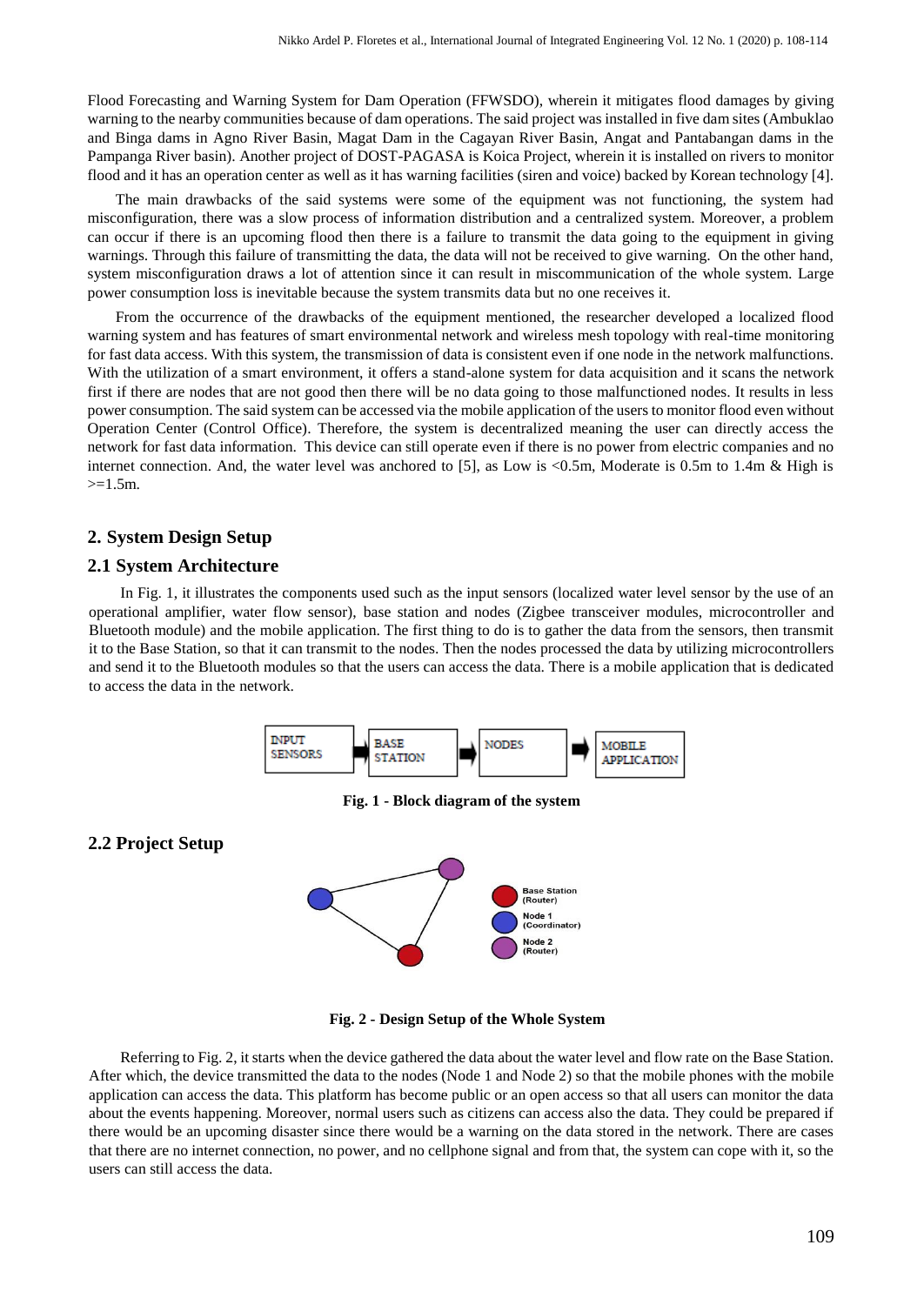Flood Forecasting and Warning System for Dam Operation (FFWSDO), wherein it mitigates flood damages by giving warning to the nearby communities because of dam operations. The said project was installed in five dam sites (Ambuklao and Binga dams in Agno River Basin, Magat Dam in the Cagayan River Basin, Angat and Pantabangan dams in the Pampanga River basin). Another project of DOST-PAGASA is Koica Project, wherein it is installed on rivers to monitor flood and it has an operation center as well as it has warning facilities (siren and voice) backed by Korean technology [4].

The main drawbacks of the said systems were some of the equipment was not functioning, the system had misconfiguration, there was a slow process of information distribution and a centralized system. Moreover, a problem can occur if there is an upcoming flood then there is a failure to transmit the data going to the equipment in giving warnings. Through this failure of transmitting the data, the data will not be received to give warning. On the other hand, system misconfiguration draws a lot of attention since it can result in miscommunication of the whole system. Large power consumption loss is inevitable because the system transmits data but no one receives it.

From the occurrence of the drawbacks of the equipment mentioned, the researcher developed a localized flood warning system and has features of smart environmental network and wireless mesh topology with real-time monitoring for fast data access. With this system, the transmission of data is consistent even if one node in the network malfunctions. With the utilization of a smart environment, it offers a stand-alone system for data acquisition and it scans the network first if there are nodes that are not good then there will be no data going to those malfunctioned nodes. It results in less power consumption. The said system can be accessed via the mobile application of the users to monitor flood even without Operation Center (Control Office). Therefore, the system is decentralized meaning the user can directly access the network for fast data information. This device can still operate even if there is no power from electric companies and no internet connection. And, the water level was anchored to [5], as Low is <0.5m, Moderate is 0.5m to 1.4m & High is >=1.5m.

## 2. System Design Setup

### 2.1 System Architecture

In Fig. 1, it illustrates the components used such as the input sensors (localized water level sensor by the use of an operational amplifier, water flow sensor), base station and nodes (Zigbee transceiver modules, microcontroller and Bluetooth module) and the mobile application. The first thing to do is to gather the data from the sensors, then transmit it to the Base Station, so that it can transmit to the nodes. Then the nodes processed the data by utilizing microcontrollers and send it to the Bluetooth modules so that the users can access the data. There is a mobile application that is dedicated to access the data in the network.

INPUT SENSORS → BASE STATION → NODES → MOBILE APPLICATION

**Fig. 1 - Block diagram of the system**

### 2.2 Project Setup

Base Station (Router)
Node 1 (Coordinator)
Node 2 (Router)

**Fig. 2 - Design Setup of the Whole System**

Referring to Fig. 2, it starts when the device gathered the data about the water level and flow rate on the Base Station. After which, the device transmitted the data to the nodes (Node 1 and Node 2) so that the mobile phones with the mobile application can access the data. This platform has become public or an open access so that all users can monitor the data about the events happening. Moreover, normal users such as citizens can access also the data. They could be prepared if there would be an upcoming disaster since there would be a warning on the data stored in the network. There are cases that there are no internet connection, no power, and no cellphone signal and from that, the system can cope with it, so the users can still access the data.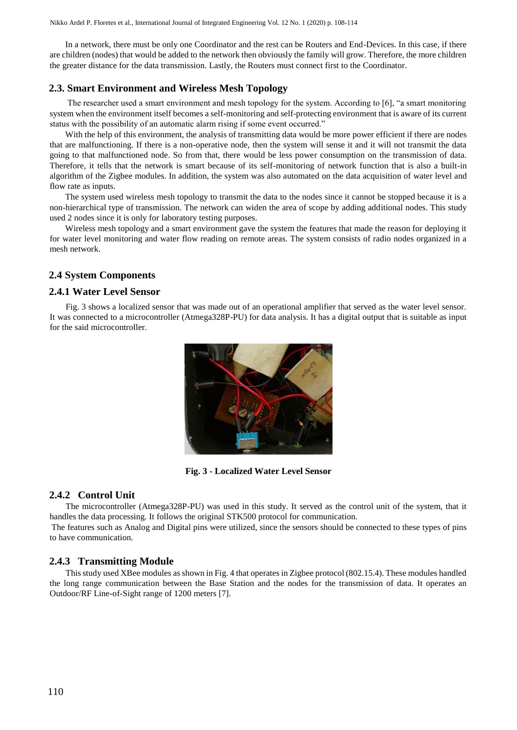In a network, there must be only one Coordinator and the rest can be Routers and End-Devices. In this case, if there are children (nodes) that would be added to the network then obviously the family will grow. Therefore, the more children the greater distance for the data transmission. Lastly, the Routers must connect first to the Coordinator.

## 2.3. Smart Environment and Wireless Mesh Topology

The researcher used a smart environment and mesh topology for the system. According to [6], "a smart monitoring system when the environment itself becomes a self-monitoring and self-protecting environment that is aware of its current status with the possibility of an automatic alarm rising if some event occurred."

With the help of this environment, the analysis of transmitting data would be more power efficient if there are nodes that are malfunctioning. If there is a non-operative node, then the system will sense it and it will not transmit the data going to that malfunctioned node. So from that, there would be less power consumption on the transmission of data. Therefore, it tells that the network is smart because of its self-monitoring of network function that is also a built-in algorithm of the Zigbee modules. In addition, the system was also automated on the data acquisition of water level and flow rate as inputs.

The system used wireless mesh topology to transmit the data to the nodes since it cannot be stopped because it is a non-hierarchical type of transmission. The network can widen the area of scope by adding additional nodes. This study used 2 nodes since it is only for laboratory testing purposes.

Wireless mesh topology and a smart environment gave the system the features that made the reason for deploying it for water level monitoring and water flow reading on remote areas. The system consists of radio nodes organized in a mesh network.

## 2.4 System Components

### 2.4.1 Water Level Sensor

Fig. 3 shows a localized sensor that was made out of an operational amplifier that served as the water level sensor. It was connected to a microcontroller (Atmega328P-PU) for data analysis. It has a digital output that is suitable as input for the said microcontroller.

**Fig. 3 - Localized Water Level Sensor**

### 2.4.2 Control Unit

The microcontroller (Atmega328P-PU) was used in this study. It served as the control unit of the system, that it handles the data processing. It follows the original STK500 protocol for communication.

The features such as Analog and Digital pins were utilized, since the sensors should be connected to these types of pins to have communication.

### 2.4.3 Transmitting Module

This study used XBee modules as shown in Fig. 4 that operates in Zigbee protocol (802.15.4). These modules handled the long range communication between the Base Station and the nodes for the transmission of data. It operates an Outdoor/RF Line-of-Sight range of 1200 meters [7].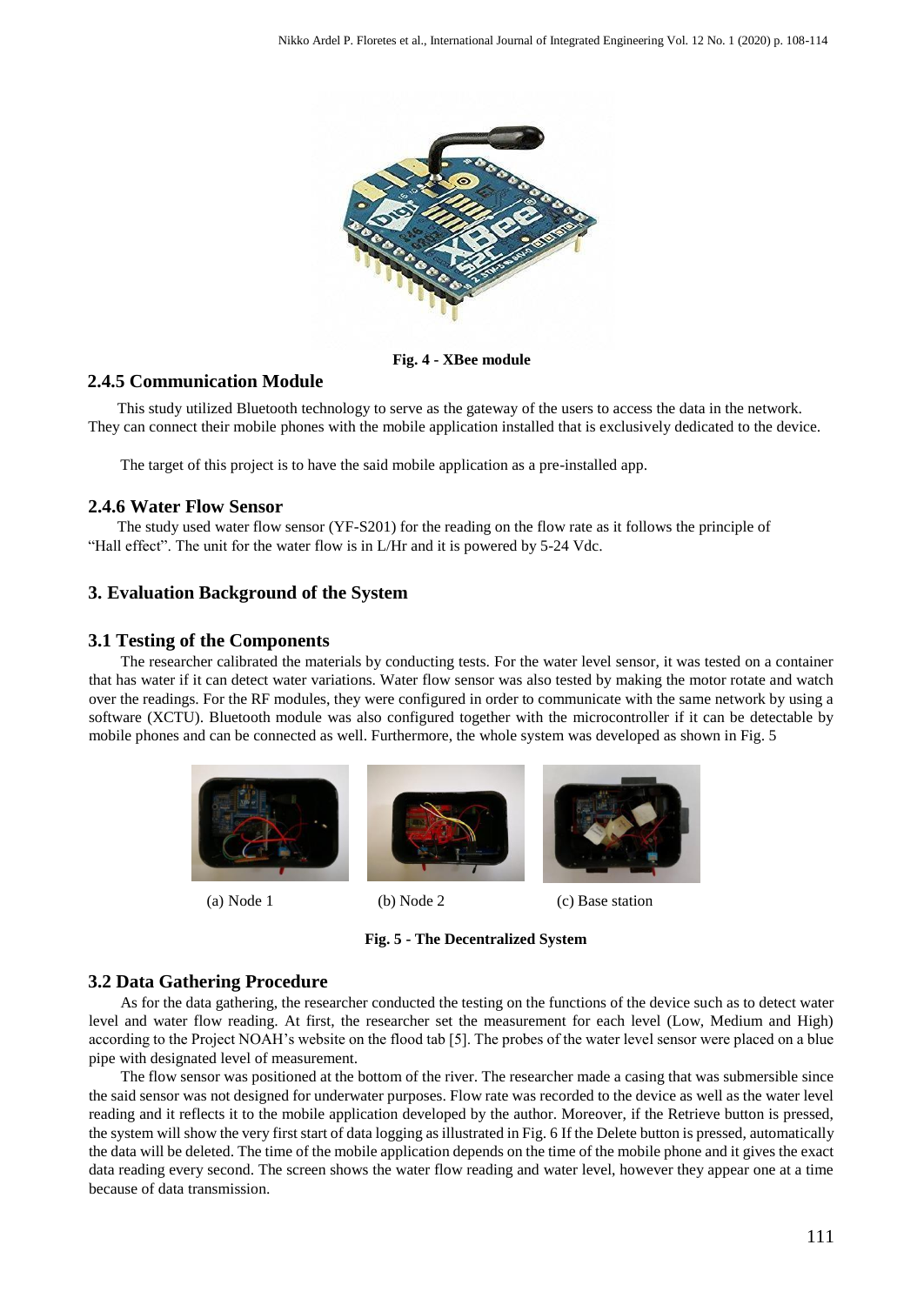Fig. 4 - XBee module

### 2.4.5 Communication Module

This study utilized Bluetooth technology to serve as the gateway of the users to access the data in the network. They can connect their mobile phones with the mobile application installed that is exclusively dedicated to the device.

The target of this project is to have the said mobile application as a pre-installed app.

### 2.4.6 Water Flow Sensor

The study used water flow sensor (YF-S201) for the reading on the flow rate as it follows the principle of "Hall effect". The unit for the water flow is in L/Hr and it is powered by 5-24 Vdc.

## 3. Evaluation Background of the System

### 3.1 Testing of the Components

The researcher calibrated the materials by conducting tests. For the water level sensor, it was tested on a container that has water if it can detect water variations. Water flow sensor was also tested by making the motor rotate and watch over the readings. For the RF modules, they were configured in order to communicate with the same network by using a software (XCTU). Bluetooth module was also configured together with the microcontroller if it can be detectable by mobile phones and can be connected as well. Furthermore, the whole system was developed as shown in Fig. 5

(a) Node 1 (b) Node 2 (c) Base station

Fig. 5 - The Decentralized System

### 3.2 Data Gathering Procedure

As for the data gathering, the researcher conducted the testing on the functions of the device such as to detect water level and water flow reading. At first, the researcher set the measurement for each level (Low, Medium and High) according to the Project NOAH's website on the flood tab [5]. The probes of the water level sensor were placed on a blue pipe with designated level of measurement.

The flow sensor was positioned at the bottom of the river. The researcher made a casing that was submersible since the said sensor was not designed for underwater purposes. Flow rate was recorded to the device as well as the water level reading and it reflects it to the mobile application developed by the author. Moreover, if the Retrieve button is pressed, the system will show the very first start of data logging as illustrated in Fig. 6 If the Delete button is pressed, automatically the data will be deleted. The time of the mobile application depends on the time of the mobile phone and it gives the exact data reading every second. The screen shows the water flow reading and water level, however they appear one at a time because of data transmission.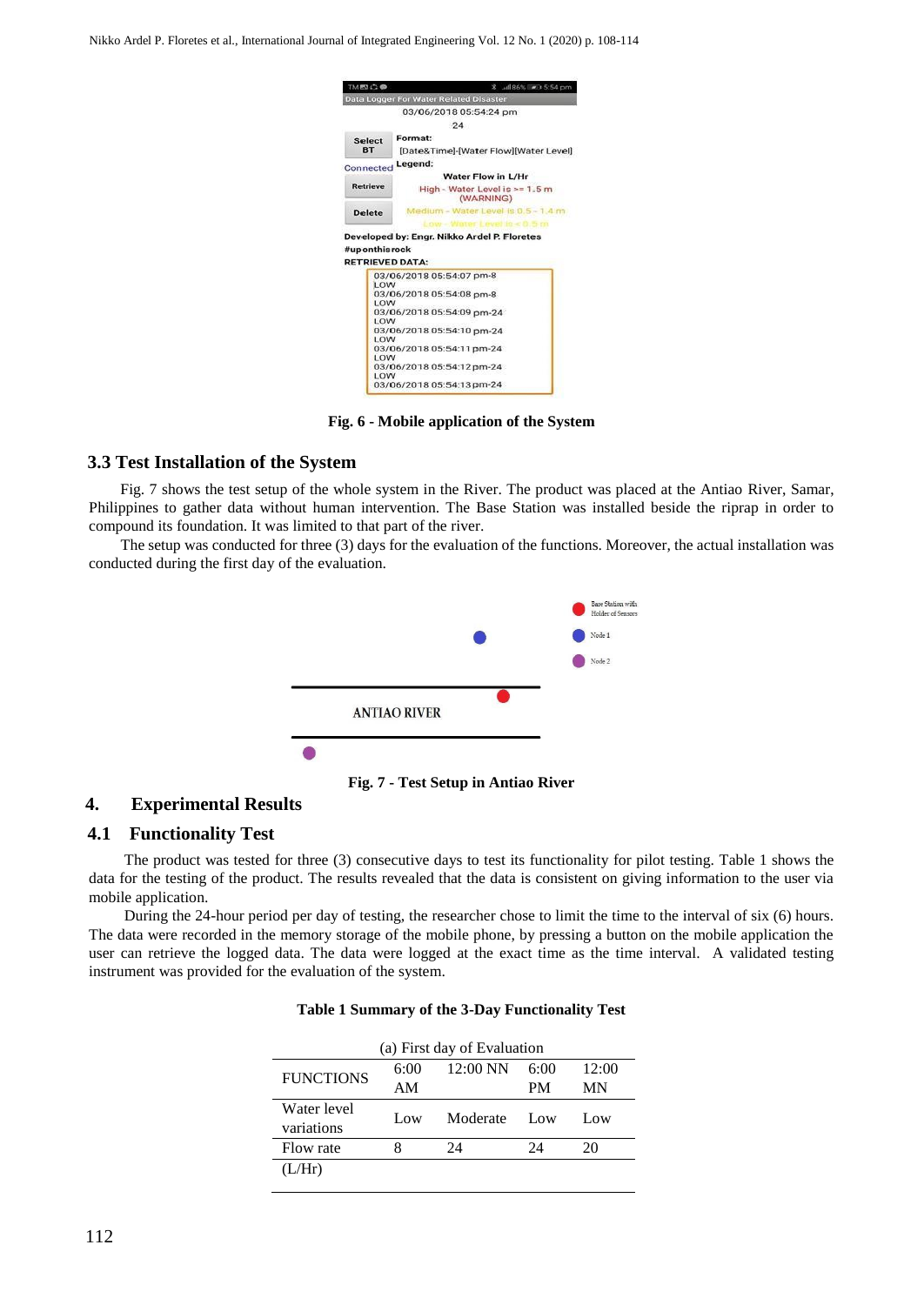Fig. 6 - Mobile application of the System

## 3.3 Test Installation of the System

Fig. 7 shows the test setup of the whole system in the River. The product was placed at the Antiao River, Samar, Philippines to gather data without human intervention. The Base Station was installed beside the riprap in order to compound its foundation. It was limited to that part of the river.

The setup was conducted for three (3) days for the evaluation of the functions. Moreover, the actual installation was conducted during the first day of the evaluation.

Fig. 7 - Test Setup in Antiao River

# 4. Experimental Results

## 4.1 Functionality Test

The product was tested for three (3) consecutive days to test its functionality for pilot testing. Table 1 shows the data for the testing of the product. The results revealed that the data is consistent on giving information to the user via mobile application.

During the 24-hour period per day of testing, the researcher chose to limit the time to the interval of six (6) hours. The data were recorded in the memory storage of the mobile phone, by pressing a button on the mobile application the user can retrieve the logged data. The data were logged at the exact time as the time interval. A validated testing instrument was provided for the evaluation of the system.

**Table 1 Summary of the 3-Day Functionality Test**

(a) First day of Evaluation

| FUNCTIONS | 6:00 AM | 12:00 NN | 6:00 PM | 12:00 MN |
|---|---|---|---|---|
| Water level variations | Low | Moderate | Low | Low |
| Flow rate (L/Hr) | 8 | 24 | 24 | 20 |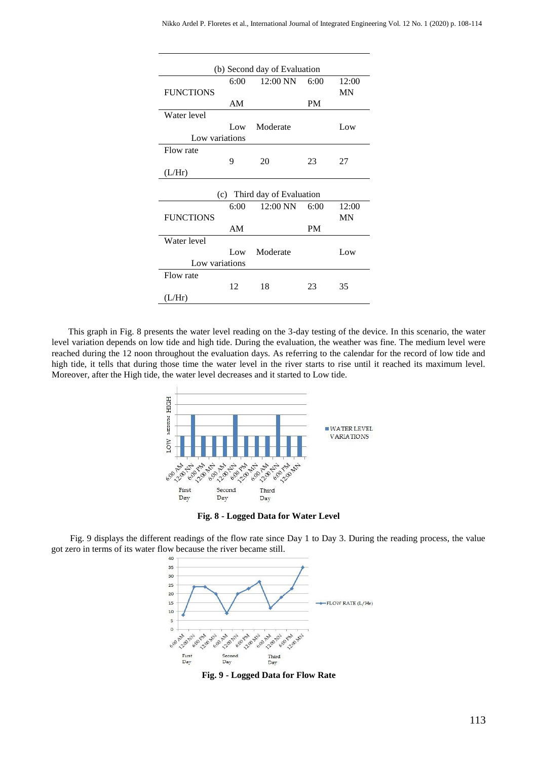(b) Second day of Evaluation

| FUNCTIONS | 6:00 AM | 12:00 NN | 6:00 PM | 12:00 MN |
|---|---|---|---|---|
| Water level Low variations | Low | Moderate | | Low |
| Flow rate (L/Hr) | 9 | 20 | 23 | 27 |

(c) Third day of Evaluation

| FUNCTIONS | 6:00 AM | 12:00 NN | 6:00 PM | 12:00 MN |
|---|---|---|---|---|
| Water level Low variations | Low | Moderate | | Low |
| Flow rate (L/Hr) | 12 | 18 | 23 | 35 |

This graph in Fig. 8 presents the water level reading on the 3-day testing of the device. In this scenario, the water level variation depends on low tide and high tide. During the evaluation, the weather was fine. The medium level were reached during the 12 noon throughout the evaluation days. As referring to the calendar for the record of low tide and high tide, it tells that during those time the water level in the river starts to rise until it reached its maximum level. Moreover, after the High tide, the water level decreases and it started to Low tide.

**Fig. 8 - Logged Data for Water Level**

Fig. 9 displays the different readings of the flow rate since Day 1 to Day 3. During the reading process, the value got zero in terms of its water flow because the river became still.

**Fig. 9 - Logged Data for Flow Rate**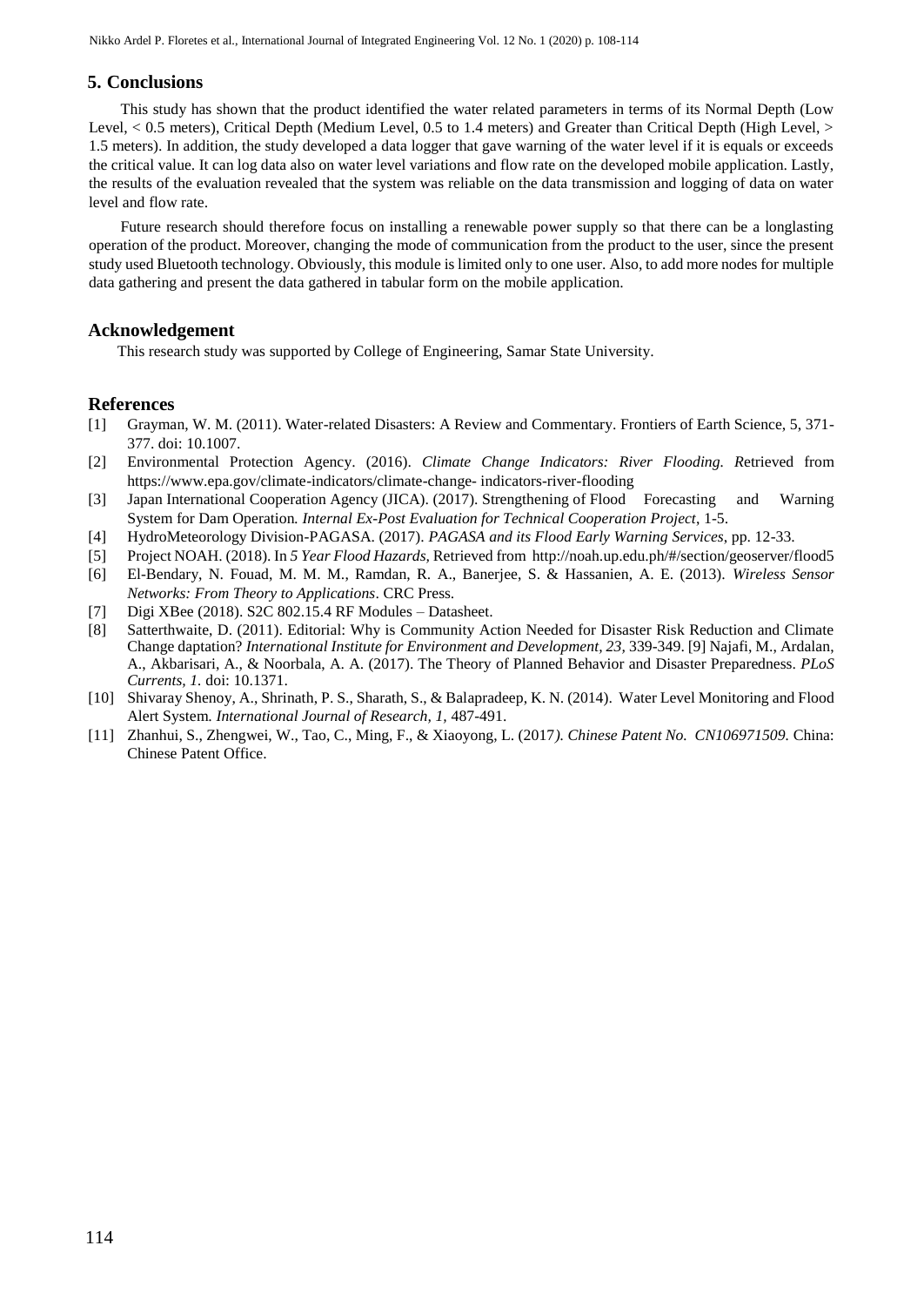## 5. Conclusions

This study has shown that the product identified the water related parameters in terms of its Normal Depth (Low Level, < 0.5 meters), Critical Depth (Medium Level, 0.5 to 1.4 meters) and Greater than Critical Depth (High Level, > 1.5 meters). In addition, the study developed a data logger that gave warning of the water level if it is equals or exceeds the critical value. It can log data also on water level variations and flow rate on the developed mobile application. Lastly, the results of the evaluation revealed that the system was reliable on the data transmission and logging of data on water level and flow rate.

Future research should therefore focus on installing a renewable power supply so that there can be a longlasting operation of the product. Moreover, changing the mode of communication from the product to the user, since the present study used Bluetooth technology. Obviously, this module is limited only to one user. Also, to add more nodes for multiple data gathering and present the data gathered in tabular form on the mobile application.

## Acknowledgement

This research study was supported by College of Engineering, Samar State University.

## References

[1] Grayman, W. M. (2011). Water-related Disasters: A Review and Commentary. Frontiers of Earth Science, 5, 371-377. doi: 10.1007.

[2] Environmental Protection Agency. (2016). *Climate Change Indicators: River Flooding. R*etrieved from https://www.epa.gov/climate-indicators/climate-change- indicators-river-flooding

[3] Japan International Cooperation Agency (JICA). (2017). Strengthening of Flood Forecasting and Warning System for Dam Operation. *Internal Ex-Post Evaluation for Technical Cooperation Project*, 1-5.

[4] HydroMeteorology Division-PAGASA. (2017). *PAGASA and its Flood Early Warning Services*, pp. 12-33.

[5] Project NOAH. (2018). In *5 Year Flood Hazards,* Retrieved from http://noah.up.edu.ph/#/section/geoserver/flood5

[6] El-Bendary, N. Fouad, M. M. M., Ramdan, R. A., Banerjee, S. & Hassanien, A. E. (2013). *Wireless Sensor Networks: From Theory to Applications*. CRC Press.

[7] Digi XBee (2018). S2C 802.15.4 RF Modules – Datasheet.

[8] Satterthwaite, D. (2011). Editorial: Why is Community Action Needed for Disaster Risk Reduction and Climate Change daptation? *International Institute for Environment and Development, 23,* 339-349. [9] Najafi, M., Ardalan, A., Akbarisari, A., & Noorbala, A. A. (2017). The Theory of Planned Behavior and Disaster Preparedness. *PLoS Currents, 1.* doi: 10.1371.

[10] Shivaray Shenoy, A., Shrinath, P. S., Sharath, S., & Balapradeep, K. N. (2014). Water Level Monitoring and Flood Alert System. *International Journal of Research, 1,* 487-491.

[11] Zhanhui, S., Zhengwei, W., Tao, C., Ming, F., & Xiaoyong, L. (2017*). Chinese Patent No. CN106971509.* China: Chinese Patent Office.